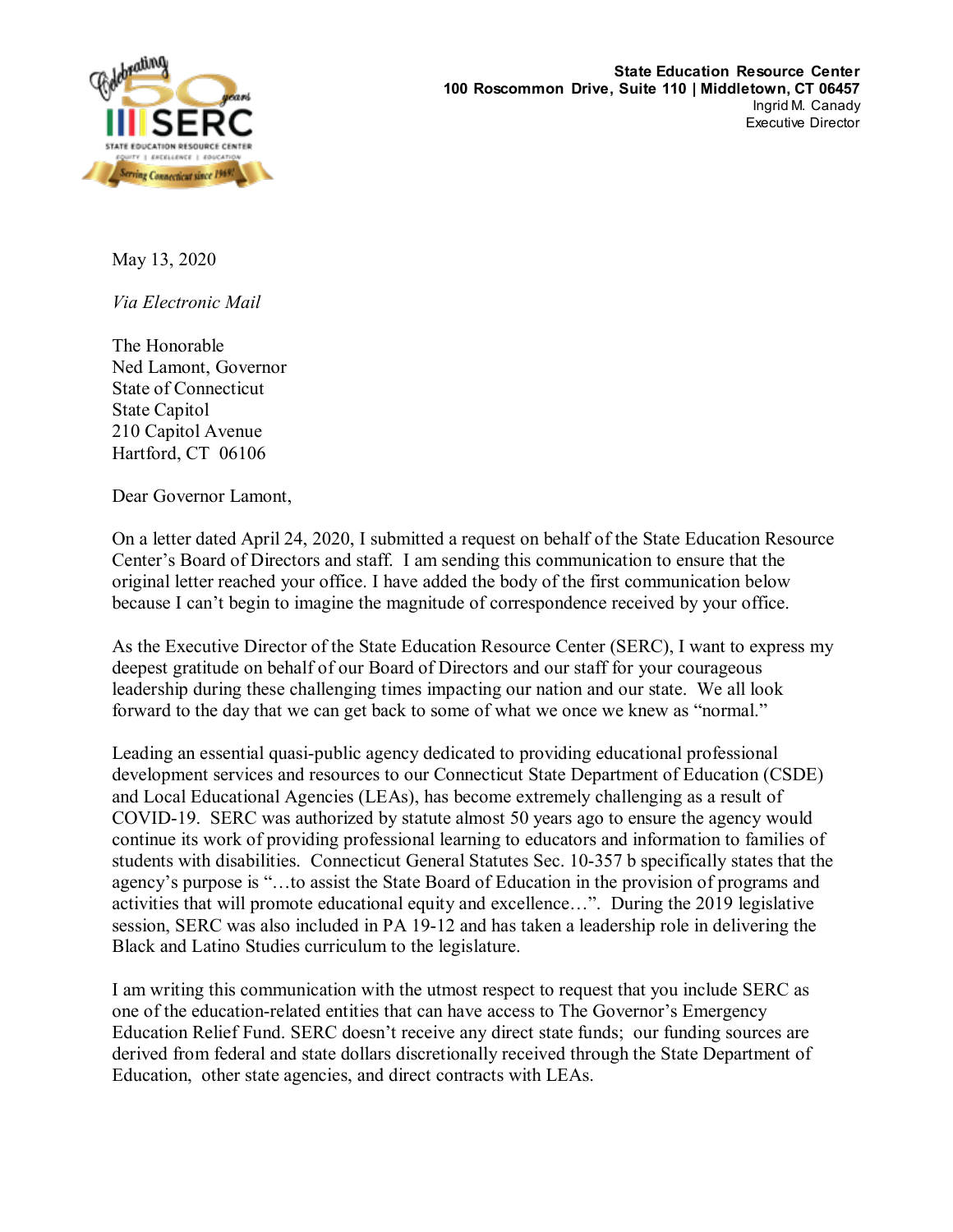**State Education Resource Center**
**100 Roscommon Drive, Suite 110 | Middletown, CT 06457**
Ingrid M. Canady
Executive Director

May 13, 2020

*Via Electronic Mail*

The Honorable
Ned Lamont, Governor
State of Connecticut
State Capitol
210 Capitol Avenue
Hartford, CT 06106

Dear Governor Lamont,

On a letter dated April 24, 2020, I submitted a request on behalf of the State Education Resource Center's Board of Directors and staff. I am sending this communication to ensure that the original letter reached your office. I have added the body of the first communication below because I can't begin to imagine the magnitude of correspondence received by your office.

As the Executive Director of the State Education Resource Center (SERC), I want to express my deepest gratitude on behalf of our Board of Directors and our staff for your courageous leadership during these challenging times impacting our nation and our state. We all look forward to the day that we can get back to some of what we once we knew as "normal."

Leading an essential quasi-public agency dedicated to providing educational professional development services and resources to our Connecticut State Department of Education (CSDE) and Local Educational Agencies (LEAs), has become extremely challenging as a result of COVID-19. SERC was authorized by statute almost 50 years ago to ensure the agency would continue its work of providing professional learning to educators and information to families of students with disabilities. Connecticut General Statutes Sec. 10-357 b specifically states that the agency's purpose is "…to assist the State Board of Education in the provision of programs and activities that will promote educational equity and excellence…". During the 2019 legislative session, SERC was also included in PA 19-12 and has taken a leadership role in delivering the Black and Latino Studies curriculum to the legislature.

I am writing this communication with the utmost respect to request that you include SERC as one of the education-related entities that can have access to The Governor's Emergency Education Relief Fund. SERC doesn't receive any direct state funds; our funding sources are derived from federal and state dollars discretionally received through the State Department of Education, other state agencies, and direct contracts with LEAs.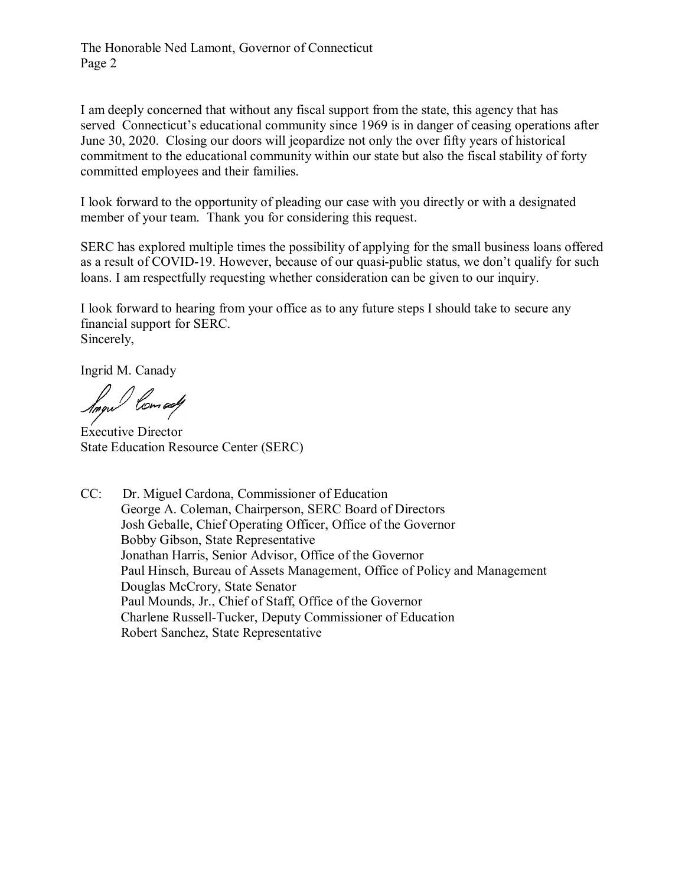I am deeply concerned that without any fiscal support from the state, this agency that has served Connecticut's educational community since 1969 is in danger of ceasing operations after June 30, 2020. Closing our doors will jeopardize not only the over fifty years of historical commitment to the educational community within our state but also the fiscal stability of forty committed employees and their families.

I look forward to the opportunity of pleading our case with you directly or with a designated member of your team. Thank you for considering this request.

SERC has explored multiple times the possibility of applying for the small business loans offered as a result of COVID-19. However, because of our quasi-public status, we don't qualify for such loans. I am respectfully requesting whether consideration can be given to our inquiry.

I look forward to hearing from your office as to any future steps I should take to secure any financial support for SERC.
Sincerely,

Ingrid M. Canady

Executive Director
State Education Resource Center (SERC)

CC: Dr. Miguel Cardona, Commissioner of Education
George A. Coleman, Chairperson, SERC Board of Directors
Josh Geballe, Chief Operating Officer, Office of the Governor
Bobby Gibson, State Representative
Jonathan Harris, Senior Advisor, Office of the Governor
Paul Hinsch, Bureau of Assets Management, Office of Policy and Management
Douglas McCrory, State Senator
Paul Mounds, Jr., Chief of Staff, Office of the Governor
Charlene Russell-Tucker, Deputy Commissioner of Education
Robert Sanchez, State Representative